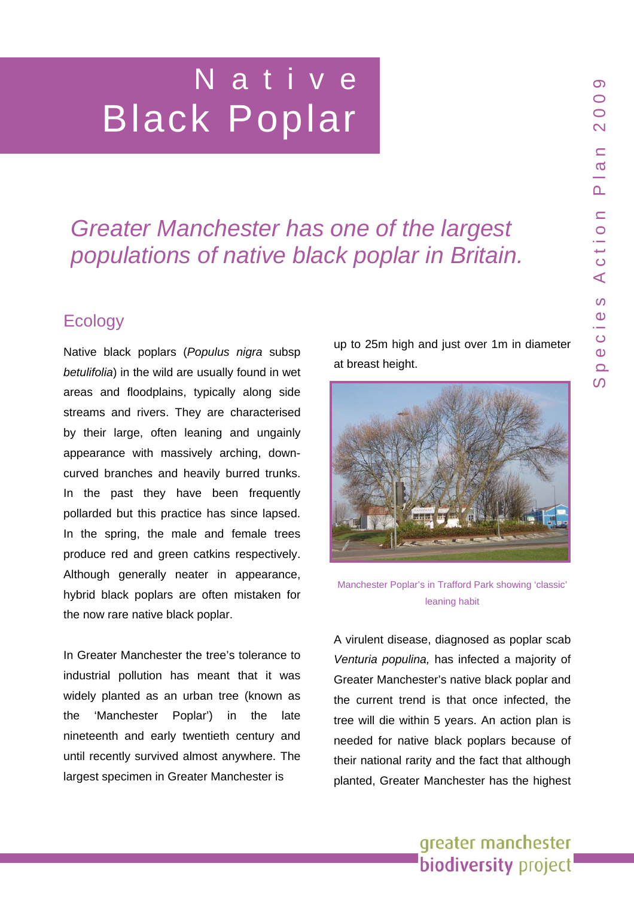# Native Black Poplar

*Greater Manchester has one of the largest populations of native black poplar in Britain.*

## Ecology

Native black poplars (*Populus nigra* subsp *betulifolia*) in the wild are usually found in wet areas and floodplains, typically along side streams and rivers. They are characterised by their large, often leaning and ungainly appearance with massively arching, down-curved branches and heavily burred trunks. In the past they have been frequently pollarded but this practice has since lapsed. In the spring, the male and female trees produce red and green catkins respectively. Although generally neater in appearance, hybrid black poplars are often mistaken for the now rare native black poplar.

In Greater Manchester the tree's tolerance to industrial pollution has meant that it was widely planted as an urban tree (known as the 'Manchester Poplar') in the late nineteenth and early twentieth century and until recently survived almost anywhere. The largest specimen in Greater Manchester is up to 25m high and just over 1m in diameter at breast height.

Manchester Poplar's in Trafford Park showing 'classic' leaning habit

A virulent disease, diagnosed as poplar scab *Venturia populina,* has infected a majority of Greater Manchester's native black poplar and the current trend is that once infected, the tree will die within 5 years. An action plan is needed for native black poplars because of their national rarity and the fact that although planted, Greater Manchester has the highest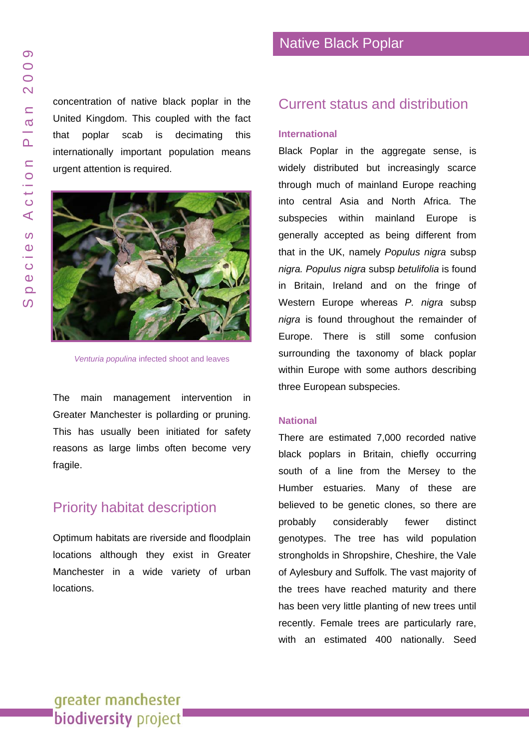concentration of native black poplar in the United Kingdom. This coupled with the fact that poplar scab is decimating this internationally important population means urgent attention is required.

*Venturia populina* infected shoot and leaves

The main management intervention in Greater Manchester is pollarding or pruning. This has usually been initiated for safety reasons as large limbs often become very fragile.

## Priority habitat description

Optimum habitats are riverside and floodplain locations although they exist in Greater Manchester in a wide variety of urban locations.

## Current status and distribution

### International

Black Poplar in the aggregate sense, is widely distributed but increasingly scarce through much of mainland Europe reaching into central Asia and North Africa. The subspecies within mainland Europe is generally accepted as being different from that in the UK, namely *Populus nigra* subsp *nigra. Populus nigra* subsp *betulifolia* is found in Britain, Ireland and on the fringe of Western Europe whereas *P. nigra* subsp *nigra* is found throughout the remainder of Europe. There is still some confusion surrounding the taxonomy of black poplar within Europe with some authors describing three European subspecies.

### National

There are estimated 7,000 recorded native black poplars in Britain, chiefly occurring south of a line from the Mersey to the Humber estuaries. Many of these are believed to be genetic clones, so there are probably considerably fewer distinct genotypes. The tree has wild population strongholds in Shropshire, Cheshire, the Vale of Aylesbury and Suffolk. The vast majority of the trees have reached maturity and there has been very little planting of new trees until recently. Female trees are particularly rare, with an estimated 400 nationally. Seed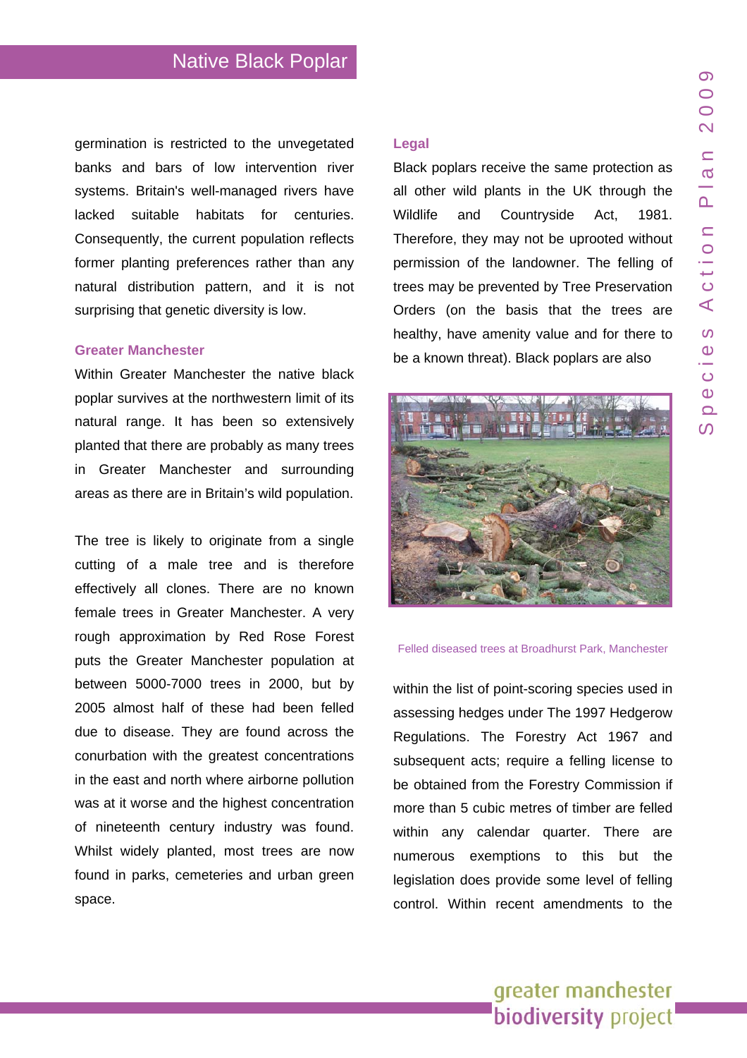germination is restricted to the unvegetated banks and bars of low intervention river systems. Britain's well-managed rivers have lacked suitable habitats for centuries. Consequently, the current population reflects former planting preferences rather than any natural distribution pattern, and it is not surprising that genetic diversity is low.

### Greater Manchester

Within Greater Manchester the native black poplar survives at the northwestern limit of its natural range. It has been so extensively planted that there are probably as many trees in Greater Manchester and surrounding areas as there are in Britain's wild population.

The tree is likely to originate from a single cutting of a male tree and is therefore effectively all clones. There are no known female trees in Greater Manchester. A very rough approximation by Red Rose Forest puts the Greater Manchester population at between 5000-7000 trees in 2000, but by 2005 almost half of these had been felled due to disease. They are found across the conurbation with the greatest concentrations in the east and north where airborne pollution was at it worse and the highest concentration of nineteenth century industry was found. Whilst widely planted, most trees are now found in parks, cemeteries and urban green space.

### Legal

Black poplars receive the same protection as all other wild plants in the UK through the Wildlife and Countryside Act, 1981. Therefore, they may not be uprooted without permission of the landowner. The felling of trees may be prevented by Tree Preservation Orders (on the basis that the trees are healthy, have amenity value and for there to be a known threat). Black poplars are also within the list of point-scoring species used in assessing hedges under The 1997 Hedgerow Regulations. The Forestry Act 1967 and subsequent acts; require a felling license to be obtained from the Forestry Commission if more than 5 cubic metres of timber are felled within any calendar quarter. There are numerous exemptions to this but the legislation does provide some level of felling control. Within recent amendments to the

Felled diseased trees at Broadhurst Park, Manchester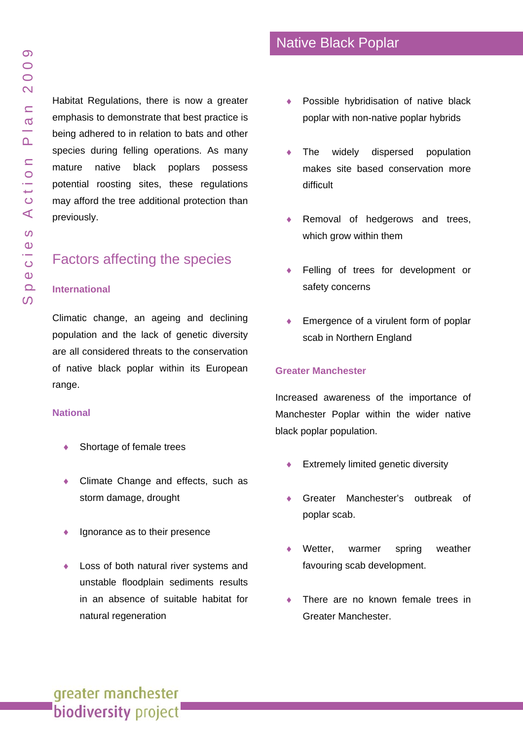Habitat Regulations, there is now a greater emphasis to demonstrate that best practice is being adhered to in relation to bats and other species during felling operations. As many mature native black poplars possess potential roosting sites, these regulations may afford the tree additional protection than previously.

## Factors affecting the species

### International

Climatic change, an ageing and declining population and the lack of genetic diversity are all considered threats to the conservation of native black poplar within its European range.

### National

- Shortage of female trees
- Climate Change and effects, such as storm damage, drought
- Ignorance as to their presence
- Loss of both natural river systems and unstable floodplain sediments results in an absence of suitable habitat for natural regeneration
- Possible hybridisation of native black poplar with non-native poplar hybrids
- The widely dispersed population makes site based conservation more difficult
- Removal of hedgerows and trees, which grow within them
- Felling of trees for development or safety concerns
- Emergence of a virulent form of poplar scab in Northern England

### Greater Manchester

Increased awareness of the importance of Manchester Poplar within the wider native black poplar population.

- Extremely limited genetic diversity
- Greater Manchester's outbreak of poplar scab.
- Wetter, warmer spring weather favouring scab development.
- There are no known female trees in Greater Manchester.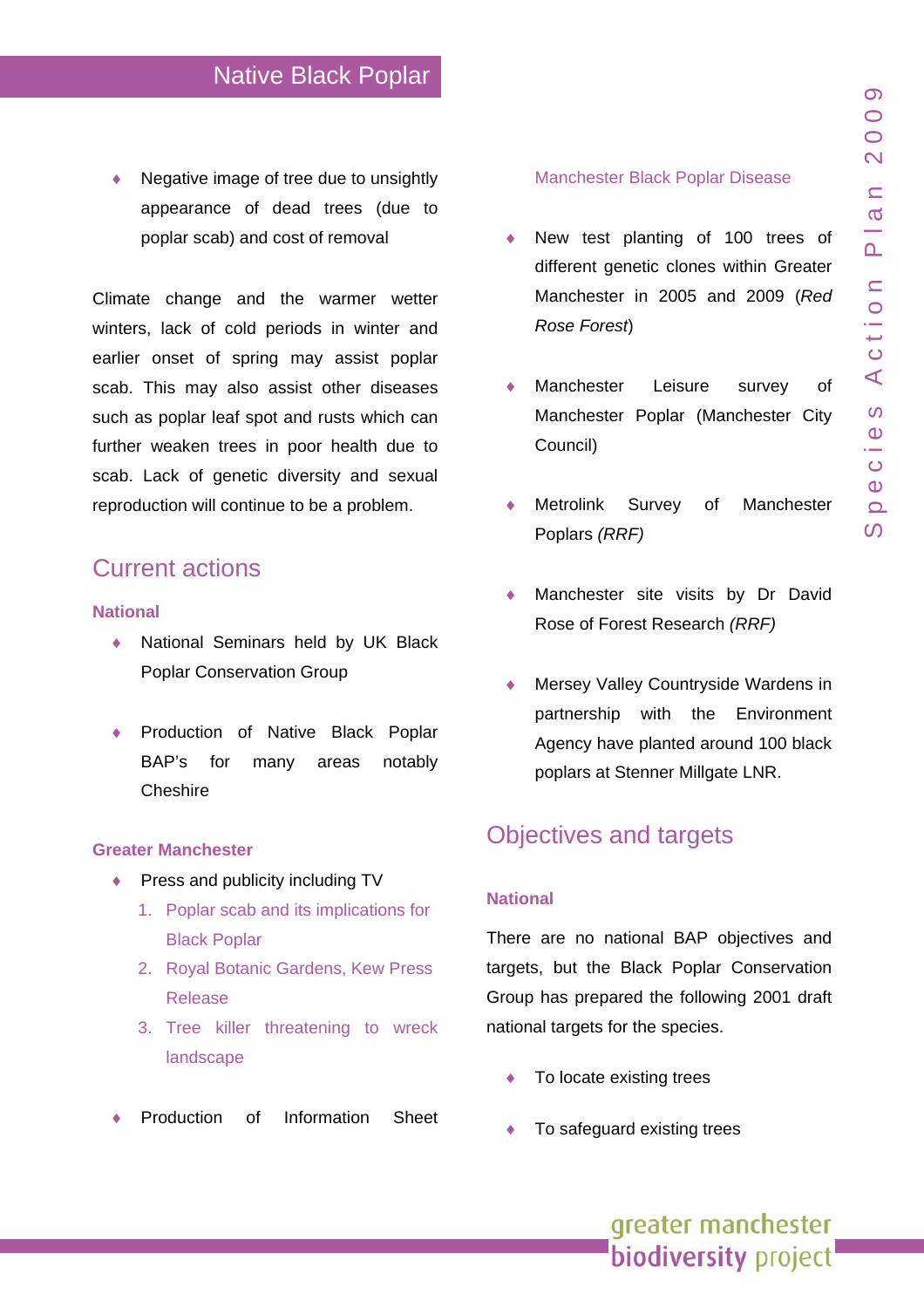- Negative image of tree due to unsightly appearance of dead trees (due to poplar scab) and cost of removal

Climate change and the warmer wetter winters, lack of cold periods in winter and earlier onset of spring may assist poplar scab. This may also assist other diseases such as poplar leaf spot and rusts which can further weaken trees in poor health due to scab. Lack of genetic diversity and sexual reproduction will continue to be a problem.

## Current actions

### National

- National Seminars held by UK Black Poplar Conservation Group

- Production of Native Black Poplar BAP's for many areas notably Cheshire

### Greater Manchester

- Press and publicity including TV
  1. Poplar scab and its implications for Black Poplar
  2. Royal Botanic Gardens, Kew Press Release
  3. Tree killer threatening to wreck landscape

- Production of Information Sheet

Manchester Black Poplar Disease

- New test planting of 100 trees of different genetic clones within Greater Manchester in 2005 and 2009 (*Red Rose Forest*)

- Manchester Leisure survey of Manchester Poplar (Manchester City Council)

- Metrolink Survey of Manchester Poplars *(RRF)*

- Manchester site visits by Dr David Rose of Forest Research *(RRF)*

- Mersey Valley Countryside Wardens in partnership with the Environment Agency have planted around 100 black poplars at Stenner Millgate LNR.

## Objectives and targets

### National

There are no national BAP objectives and targets, but the Black Poplar Conservation Group has prepared the following 2001 draft national targets for the species.

- To locate existing trees

- To safeguard existing trees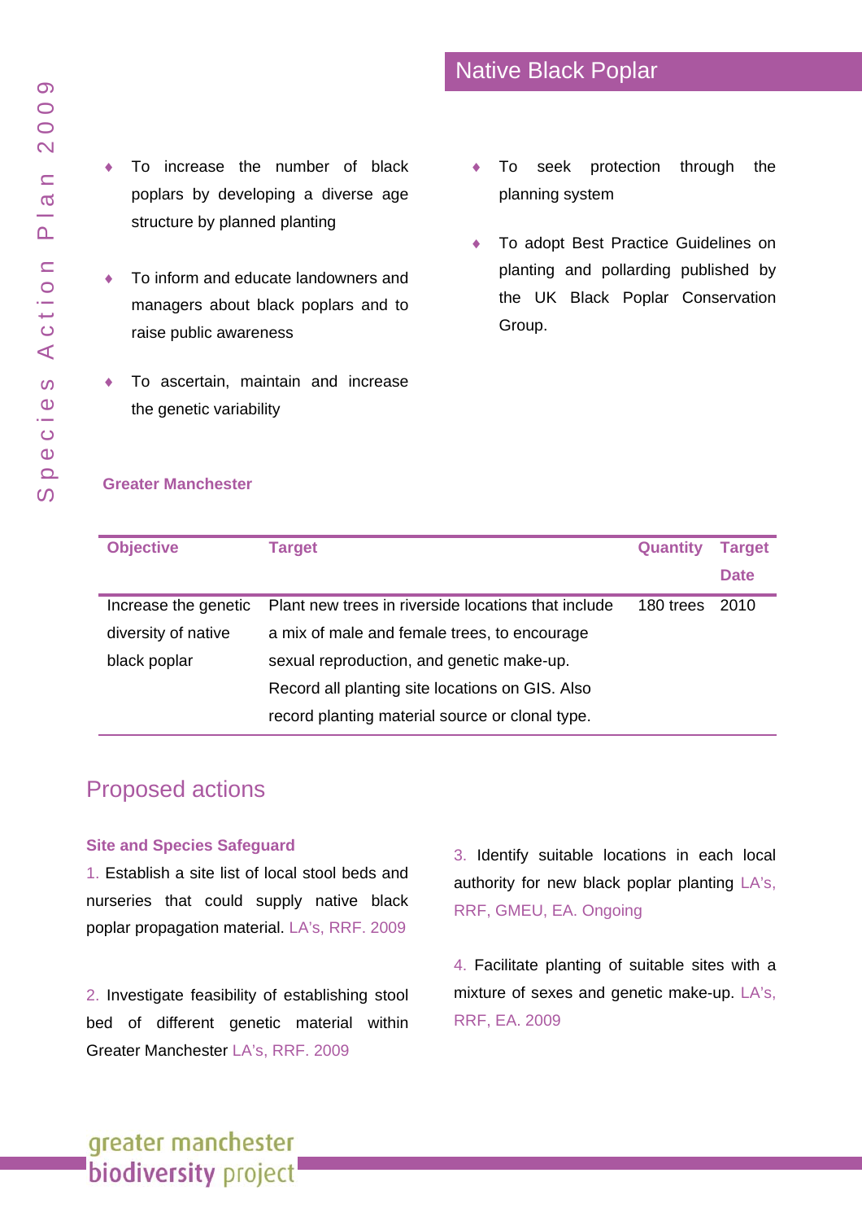## Native Black Poplar

- To increase the number of black poplars by developing a diverse age structure by planned planting
- To inform and educate landowners and managers about black poplars and to raise public awareness
- To ascertain, maintain and increase the genetic variability
- To seek protection through the planning system
- To adopt Best Practice Guidelines on planting and pollarding published by the UK Black Poplar Conservation Group.

### Greater Manchester

| Objective | Target | Quantity | Target Date |
|---|---|---|---|
| Increase the genetic diversity of native black poplar | Plant new trees in riverside locations that include a mix of male and female trees, to encourage sexual reproduction, and genetic make-up. Record all planting site locations on GIS. Also record planting material source or clonal type. | 180 trees | 2010 |

## Proposed actions

### Site and Species Safeguard

1. Establish a site list of local stool beds and nurseries that could supply native black poplar propagation material. LA's, RRF. 2009

2. Investigate feasibility of establishing stool bed of different genetic material within Greater Manchester LA's, RRF. 2009

3. Identify suitable locations in each local authority for new black poplar planting LA's, RRF, GMEU, EA. Ongoing

4. Facilitate planting of suitable sites with a mixture of sexes and genetic make-up. LA's, RRF, EA. 2009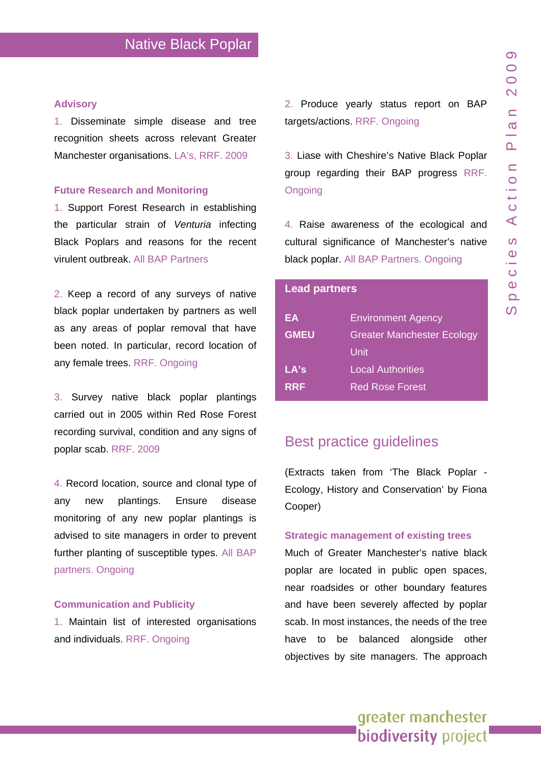## Native Black Poplar

### Advisory

1. Disseminate simple disease and tree recognition sheets across relevant Greater Manchester organisations. LA's, RRF. 2009

### Future Research and Monitoring

1. Support Forest Research in establishing the particular strain of *Venturia* infecting Black Poplars and reasons for the recent virulent outbreak. All BAP Partners

2. Keep a record of any surveys of native black poplar undertaken by partners as well as any areas of poplar removal that have been noted. In particular, record location of any female trees. RRF. Ongoing

3. Survey native black poplar plantings carried out in 2005 within Red Rose Forest recording survival, condition and any signs of poplar scab. RRF. 2009

4. Record location, source and clonal type of any new plantings. Ensure disease monitoring of any new poplar plantings is advised to site managers in order to prevent further planting of susceptible types. All BAP partners. Ongoing

### Communication and Publicity

1. Maintain list of interested organisations and individuals. RRF. Ongoing

2. Produce yearly status report on BAP targets/actions. RRF. Ongoing

3. Liase with Cheshire's Native Black Poplar group regarding their BAP progress RRF. Ongoing

4. Raise awareness of the ecological and cultural significance of Manchester's native black poplar. All BAP Partners. Ongoing

**Lead partners**

| | |
|---|---|
| **EA** | Environment Agency |
| **GMEU** | Greater Manchester Ecology Unit |
| **LA's** | Local Authorities |
| **RRF** | Red Rose Forest |

## Best practice guidelines

(Extracts taken from 'The Black Poplar - Ecology, History and Conservation' by Fiona Cooper)

### Strategic management of existing trees

Much of Greater Manchester's native black poplar are located in public open spaces, near roadsides or other boundary features and have been severely affected by poplar scab. In most instances, the needs of the tree have to be balanced alongside other objectives by site managers. The approach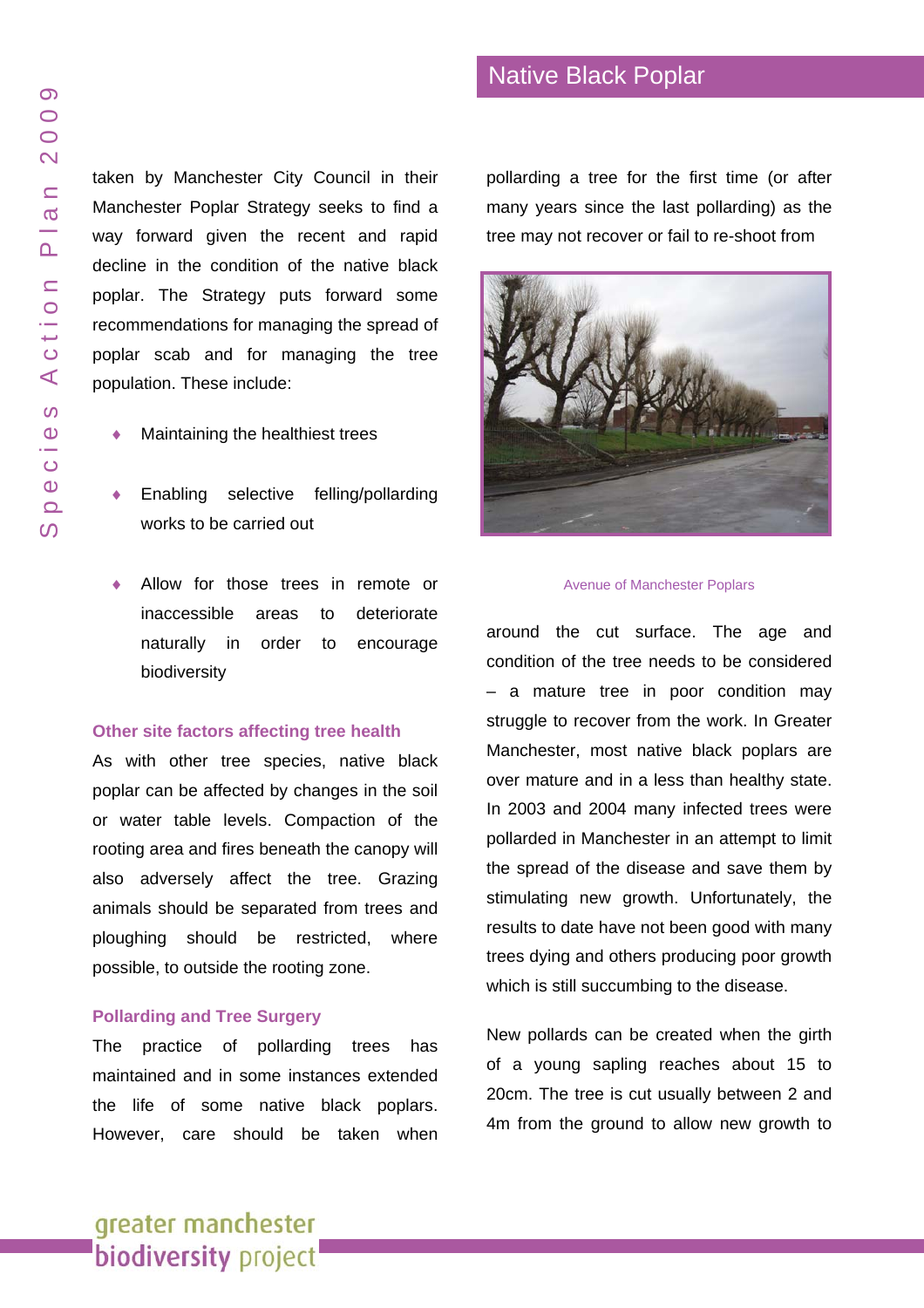taken by Manchester City Council in their Manchester Poplar Strategy seeks to find a way forward given the recent and rapid decline in the condition of the native black poplar. The Strategy puts forward some recommendations for managing the spread of poplar scab and for managing the tree population. These include:

- Maintaining the healthiest trees
- Enabling selective felling/pollarding works to be carried out
- Allow for those trees in remote or inaccessible areas to deteriorate naturally in order to encourage biodiversity

### Other site factors affecting tree health

As with other tree species, native black poplar can be affected by changes in the soil or water table levels. Compaction of the rooting area and fires beneath the canopy will also adversely affect the tree. Grazing animals should be separated from trees and ploughing should be restricted, where possible, to outside the rooting zone.

### Pollarding and Tree Surgery

The practice of pollarding trees has maintained and in some instances extended the life of some native black poplars. However, care should be taken when pollarding a tree for the first time (or after many years since the last pollarding) as the tree may not recover or fail to re-shoot from around the cut surface. The age and condition of the tree needs to be considered – a mature tree in poor condition may struggle to recover from the work. In Greater Manchester, most native black poplars are over mature and in a less than healthy state. In 2003 and 2004 many infected trees were pollarded in Manchester in an attempt to limit the spread of the disease and save them by stimulating new growth. Unfortunately, the results to date have not been good with many trees dying and others producing poor growth which is still succumbing to the disease.

Avenue of Manchester Poplars

New pollards can be created when the girth of a young sapling reaches about 15 to 20cm. The tree is cut usually between 2 and 4m from the ground to allow new growth to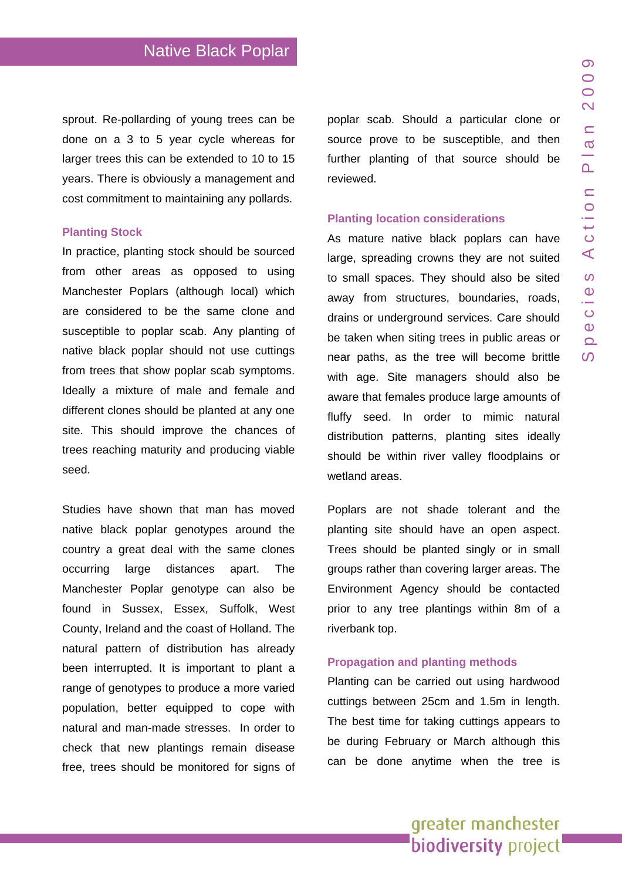sprout. Re-pollarding of young trees can be done on a 3 to 5 year cycle whereas for larger trees this can be extended to 10 to 15 years. There is obviously a management and cost commitment to maintaining any pollards.

### Planting Stock

In practice, planting stock should be sourced from other areas as opposed to using Manchester Poplars (although local) which are considered to be the same clone and susceptible to poplar scab. Any planting of native black poplar should not use cuttings from trees that show poplar scab symptoms. Ideally a mixture of male and female and different clones should be planted at any one site. This should improve the chances of trees reaching maturity and producing viable seed.

Studies have shown that man has moved native black poplar genotypes around the country a great deal with the same clones occurring large distances apart. The Manchester Poplar genotype can also be found in Sussex, Essex, Suffolk, West County, Ireland and the coast of Holland. The natural pattern of distribution has already been interrupted. It is important to plant a range of genotypes to produce a more varied population, better equipped to cope with natural and man-made stresses. In order to check that new plantings remain disease free, trees should be monitored for signs of poplar scab. Should a particular clone or source prove to be susceptible, and then further planting of that source should be reviewed.

### Planting location considerations

As mature native black poplars can have large, spreading crowns they are not suited to small spaces. They should also be sited away from structures, boundaries, roads, drains or underground services. Care should be taken when siting trees in public areas or near paths, as the tree will become brittle with age. Site managers should also be aware that females produce large amounts of fluffy seed. In order to mimic natural distribution patterns, planting sites ideally should be within river valley floodplains or wetland areas.

Poplars are not shade tolerant and the planting site should have an open aspect. Trees should be planted singly or in small groups rather than covering larger areas. The Environment Agency should be contacted prior to any tree plantings within 8m of a riverbank top.

### Propagation and planting methods

Planting can be carried out using hardwood cuttings between 25cm and 1.5m in length. The best time for taking cuttings appears to be during February or March although this can be done anytime when the tree is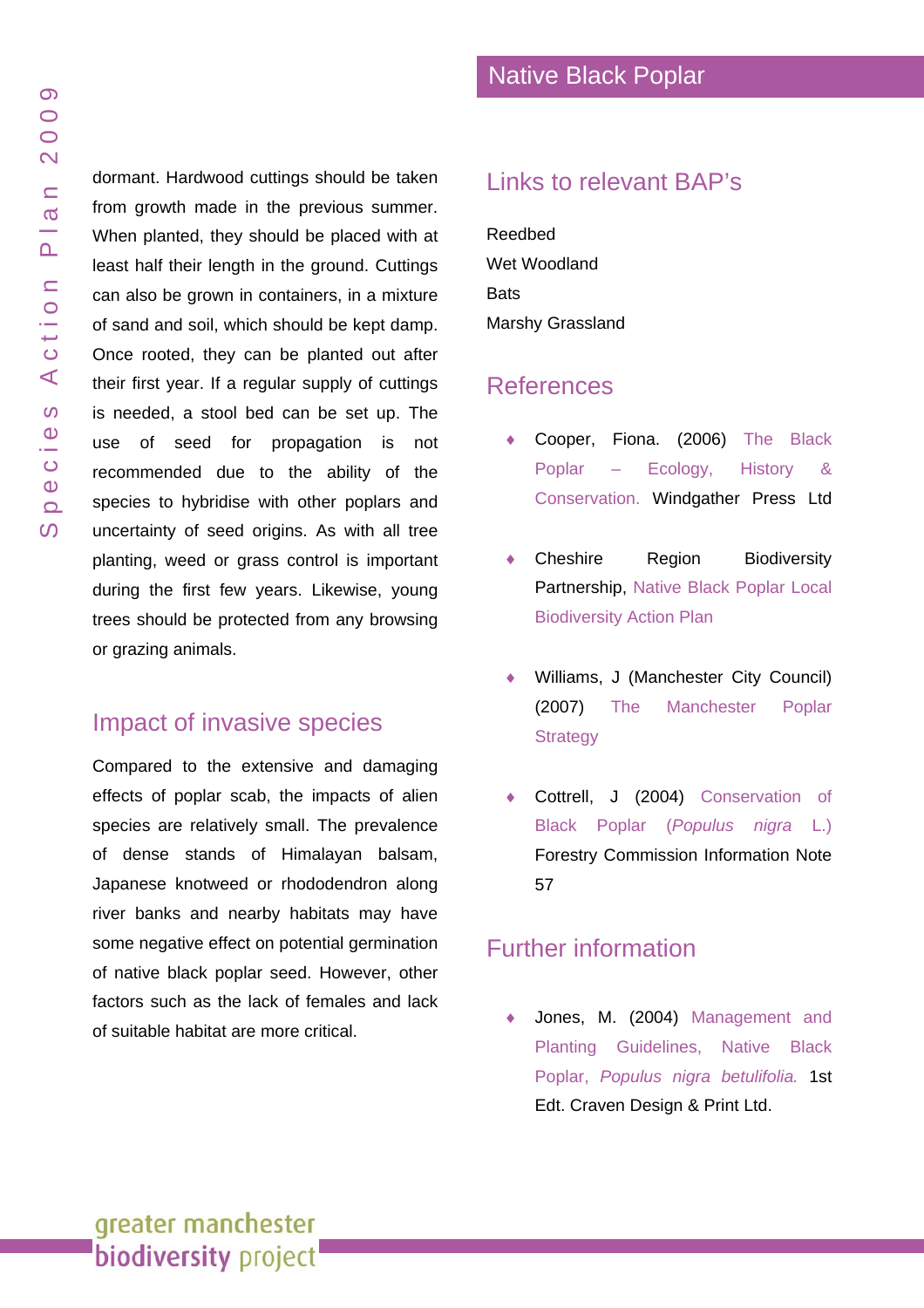dormant. Hardwood cuttings should be taken from growth made in the previous summer. When planted, they should be placed with at least half their length in the ground. Cuttings can also be grown in containers, in a mixture of sand and soil, which should be kept damp. Once rooted, they can be planted out after their first year. If a regular supply of cuttings is needed, a stool bed can be set up. The use of seed for propagation is not recommended due to the ability of the species to hybridise with other poplars and uncertainty of seed origins. As with all tree planting, weed or grass control is important during the first few years. Likewise, young trees should be protected from any browsing or grazing animals.

## Impact of invasive species

Compared to the extensive and damaging effects of poplar scab, the impacts of alien species are relatively small. The prevalence of dense stands of Himalayan balsam, Japanese knotweed or rhododendron along river banks and nearby habitats may have some negative effect on potential germination of native black poplar seed. However, other factors such as the lack of females and lack of suitable habitat are more critical.

## Links to relevant BAP's

Reedbed
Wet Woodland
Bats
Marshy Grassland

## References

- Cooper, Fiona. (2006) The Black Poplar – Ecology, History & Conservation. Windgather Press Ltd
- Cheshire Region Biodiversity Partnership, Native Black Poplar Local Biodiversity Action Plan
- Williams, J (Manchester City Council) (2007) The Manchester Poplar Strategy
- Cottrell, J (2004) Conservation of Black Poplar (*Populus nigra* L.) Forestry Commission Information Note 57

## Further information

- Jones, M. (2004) Management and Planting Guidelines, Native Black Poplar, *Populus nigra betulifolia.* 1st Edt. Craven Design & Print Ltd.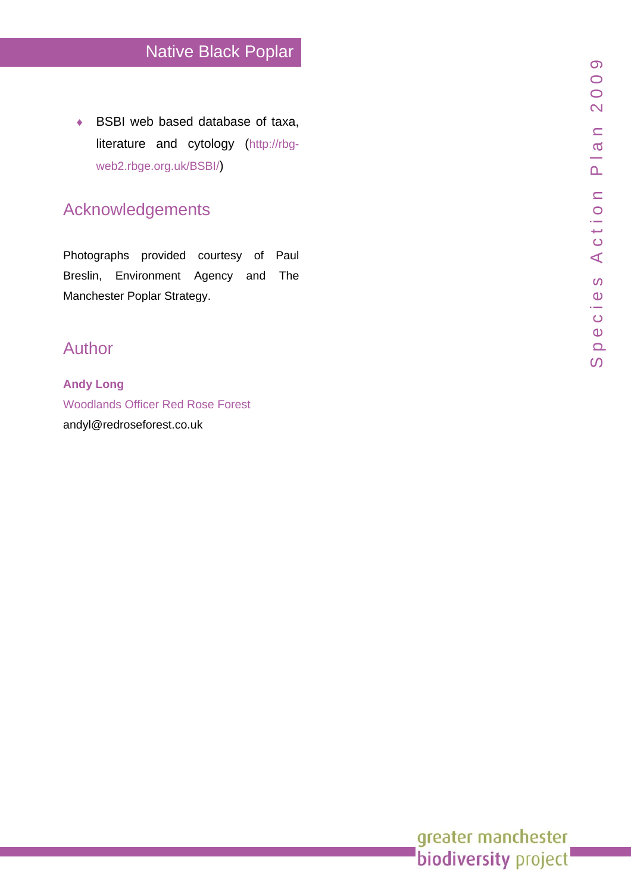- BSBI web based database of taxa, literature and cytology (http://rbg-web2.rbge.org.uk/BSBI/)

## Acknowledgements

Photographs provided courtesy of Paul Breslin, Environment Agency and The Manchester Poplar Strategy.

## Author

**Andy Long**
Woodlands Officer Red Rose Forest
andyl@redroseforest.co.uk